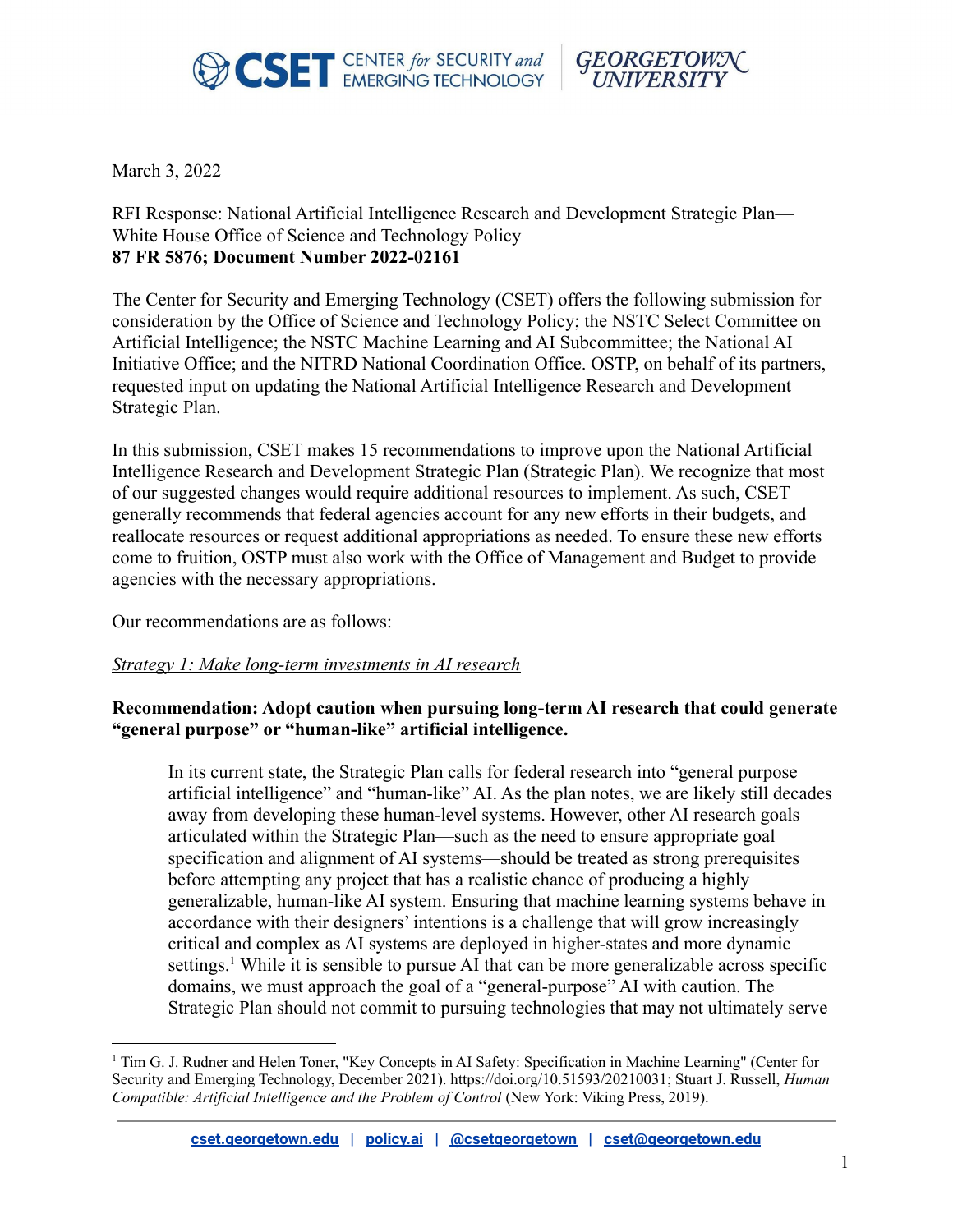March 3, 2022

RFI Response: National Artificial Intelligence Research and Development Strategic Plan—White House Office of Science and Technology Policy
**87 FR 5876; Document Number 2022-02161**

The Center for Security and Emerging Technology (CSET) offers the following submission for consideration by the Office of Science and Technology Policy; the NSTC Select Committee on Artificial Intelligence; the NSTC Machine Learning and AI Subcommittee; the National AI Initiative Office; and the NITRD National Coordination Office. OSTP, on behalf of its partners, requested input on updating the National Artificial Intelligence Research and Development Strategic Plan.

In this submission, CSET makes 15 recommendations to improve upon the National Artificial Intelligence Research and Development Strategic Plan (Strategic Plan). We recognize that most of our suggested changes would require additional resources to implement. As such, CSET generally recommends that federal agencies account for any new efforts in their budgets, and reallocate resources or request additional appropriations as needed. To ensure these new efforts come to fruition, OSTP must also work with the Office of Management and Budget to provide agencies with the necessary appropriations.

Our recommendations are as follows:

*Strategy 1: Make long-term investments in AI research*

**Recommendation: Adopt caution when pursuing long-term AI research that could generate "general purpose" or "human-like" artificial intelligence.**

> In its current state, the Strategic Plan calls for federal research into "general purpose artificial intelligence" and "human-like" AI. As the plan notes, we are likely still decades away from developing these human-level systems. However, other AI research goals articulated within the Strategic Plan—such as the need to ensure appropriate goal specification and alignment of AI systems—should be treated as strong prerequisites before attempting any project that has a realistic chance of producing a highly generalizable, human-like AI system. Ensuring that machine learning systems behave in accordance with their designers' intentions is a challenge that will grow increasingly critical and complex as AI systems are deployed in higher-states and more dynamic settings.[1] While it is sensible to pursue AI that can be more generalizable across specific domains, we must approach the goal of a "general-purpose" AI with caution. The Strategic Plan should not commit to pursuing technologies that may not ultimately serve

[1] Tim G. J. Rudner and Helen Toner, "Key Concepts in AI Safety: Specification in Machine Learning" (Center for Security and Emerging Technology, December 2021). https://doi.org/10.51593/20210031; Stuart J. Russell, *Human Compatible: Artificial Intelligence and the Problem of Control* (New York: Viking Press, 2019).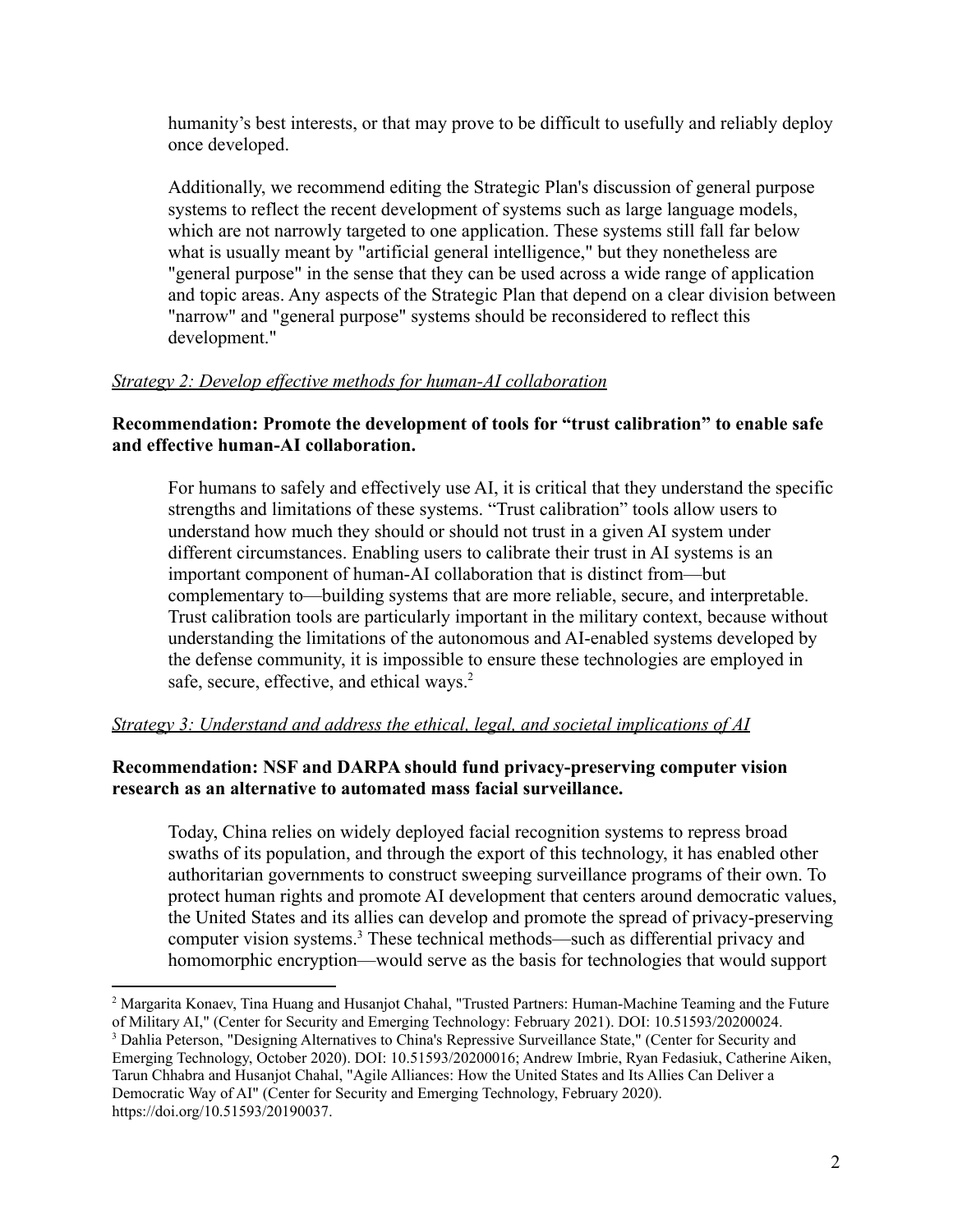humanity's best interests, or that may prove to be difficult to usefully and reliably deploy once developed.

Additionally, we recommend editing the Strategic Plan's discussion of general purpose systems to reflect the recent development of systems such as large language models, which are not narrowly targeted to one application. These systems still fall far below what is usually meant by "artificial general intelligence," but they nonetheless are "general purpose" in the sense that they can be used across a wide range of application and topic areas. Any aspects of the Strategic Plan that depend on a clear division between "narrow" and "general purpose" systems should be reconsidered to reflect this development."

*Strategy 2: Develop effective methods for human-AI collaboration*

**Recommendation: Promote the development of tools for "trust calibration" to enable safe and effective human-AI collaboration.**

For humans to safely and effectively use AI, it is critical that they understand the specific strengths and limitations of these systems. "Trust calibration" tools allow users to understand how much they should or should not trust in a given AI system under different circumstances. Enabling users to calibrate their trust in AI systems is an important component of human-AI collaboration that is distinct from—but complementary to—building systems that are more reliable, secure, and interpretable. Trust calibration tools are particularly important in the military context, because without understanding the limitations of the autonomous and AI-enabled systems developed by the defense community, it is impossible to ensure these technologies are employed in safe, secure, effective, and ethical ways.[2]

*Strategy 3: Understand and address the ethical, legal, and societal implications of AI*

**Recommendation: NSF and DARPA should fund privacy-preserving computer vision research as an alternative to automated mass facial surveillance.**

Today, China relies on widely deployed facial recognition systems to repress broad swaths of its population, and through the export of this technology, it has enabled other authoritarian governments to construct sweeping surveillance programs of their own. To protect human rights and promote AI development that centers around democratic values, the United States and its allies can develop and promote the spread of privacy-preserving computer vision systems.[3] These technical methods—such as differential privacy and homomorphic encryption—would serve as the basis for technologies that would support

---

[2] Margarita Konaev, Tina Huang and Husanjot Chahal, "Trusted Partners: Human-Machine Teaming and the Future of Military AI," (Center for Security and Emerging Technology: February 2021). DOI: 10.51593/20200024.

[3] Dahlia Peterson, "Designing Alternatives to China's Repressive Surveillance State," (Center for Security and Emerging Technology, October 2020). DOI: 10.51593/20200016; Andrew Imbrie, Ryan Fedasiuk, Catherine Aiken, Tarun Chhabra and Husanjot Chahal, "Agile Alliances: How the United States and Its Allies Can Deliver a Democratic Way of AI" (Center for Security and Emerging Technology, February 2020). https://doi.org/10.51593/20190037.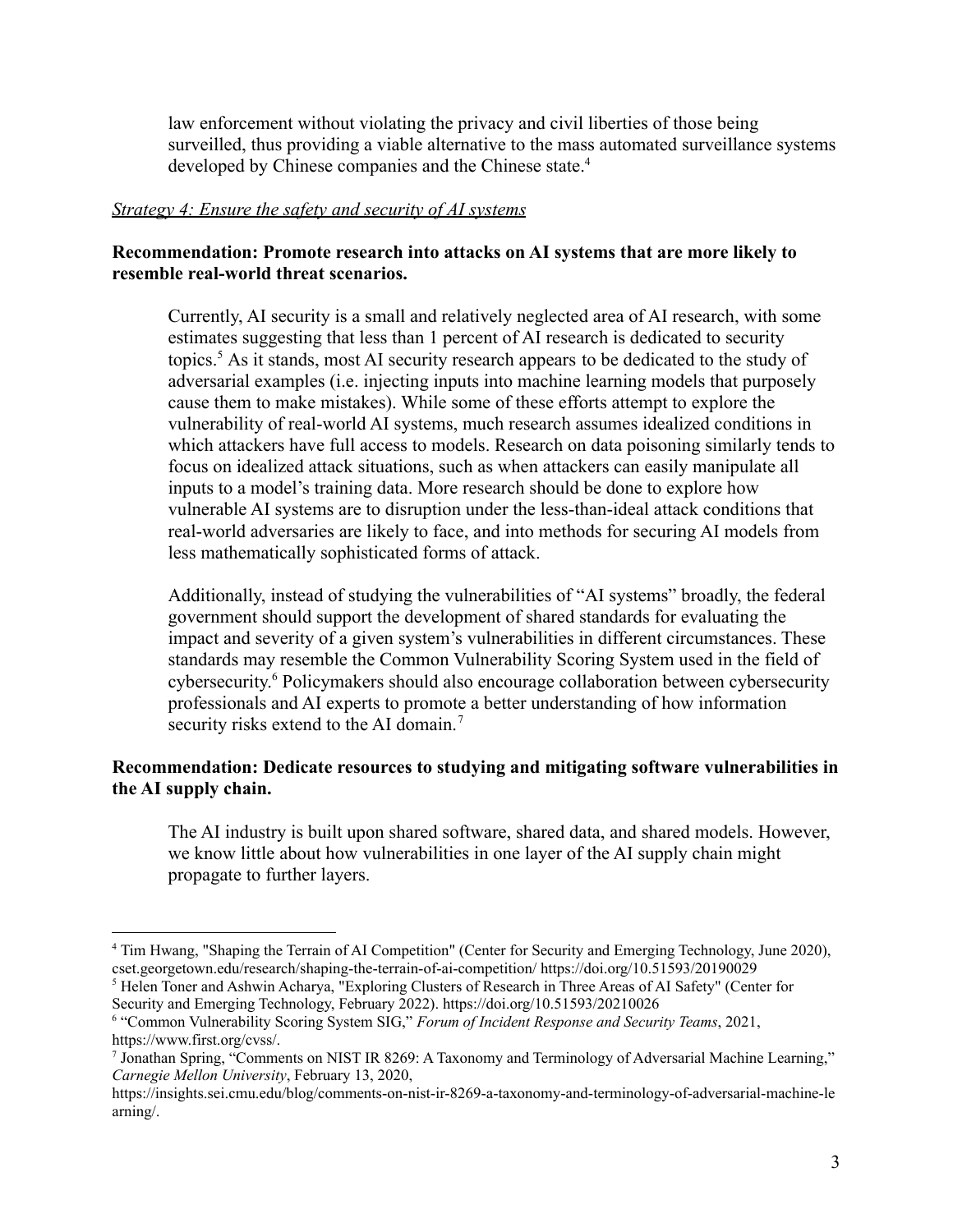law enforcement without violating the privacy and civil liberties of those being surveilled, thus providing a viable alternative to the mass automated surveillance systems developed by Chinese companies and the Chinese state.[4]

*Strategy 4: Ensure the safety and security of AI systems*

**Recommendation: Promote research into attacks on AI systems that are more likely to resemble real-world threat scenarios.**

Currently, AI security is a small and relatively neglected area of AI research, with some estimates suggesting that less than 1 percent of AI research is dedicated to security topics.[5] As it stands, most AI security research appears to be dedicated to the study of adversarial examples (i.e. injecting inputs into machine learning models that purposely cause them to make mistakes). While some of these efforts attempt to explore the vulnerability of real-world AI systems, much research assumes idealized conditions in which attackers have full access to models. Research on data poisoning similarly tends to focus on idealized attack situations, such as when attackers can easily manipulate all inputs to a model's training data. More research should be done to explore how vulnerable AI systems are to disruption under the less-than-ideal attack conditions that real-world adversaries are likely to face, and into methods for securing AI models from less mathematically sophisticated forms of attack.

Additionally, instead of studying the vulnerabilities of "AI systems" broadly, the federal government should support the development of shared standards for evaluating the impact and severity of a given system's vulnerabilities in different circumstances. These standards may resemble the Common Vulnerability Scoring System used in the field of cybersecurity.[6] Policymakers should also encourage collaboration between cybersecurity professionals and AI experts to promote a better understanding of how information security risks extend to the AI domain.[7]

**Recommendation: Dedicate resources to studying and mitigating software vulnerabilities in the AI supply chain.**

The AI industry is built upon shared software, shared data, and shared models. However, we know little about how vulnerabilities in one layer of the AI supply chain might propagate to further layers.

---

[4] Tim Hwang, "Shaping the Terrain of AI Competition" (Center for Security and Emerging Technology, June 2020), cset.georgetown.edu/research/shaping-the-terrain-of-ai-competition/ https://doi.org/10.51593/20190029

[5] Helen Toner and Ashwin Acharya, "Exploring Clusters of Research in Three Areas of AI Safety" (Center for Security and Emerging Technology, February 2022). https://doi.org/10.51593/20210026

[6] "Common Vulnerability Scoring System SIG," *Forum of Incident Response and Security Teams*, 2021, https://www.first.org/cvss/.

[7] Jonathan Spring, "Comments on NIST IR 8269: A Taxonomy and Terminology of Adversarial Machine Learning," *Carnegie Mellon University*, February 13, 2020, https://insights.sei.cmu.edu/blog/comments-on-nist-ir-8269-a-taxonomy-and-terminology-of-adversarial-machine-learning/.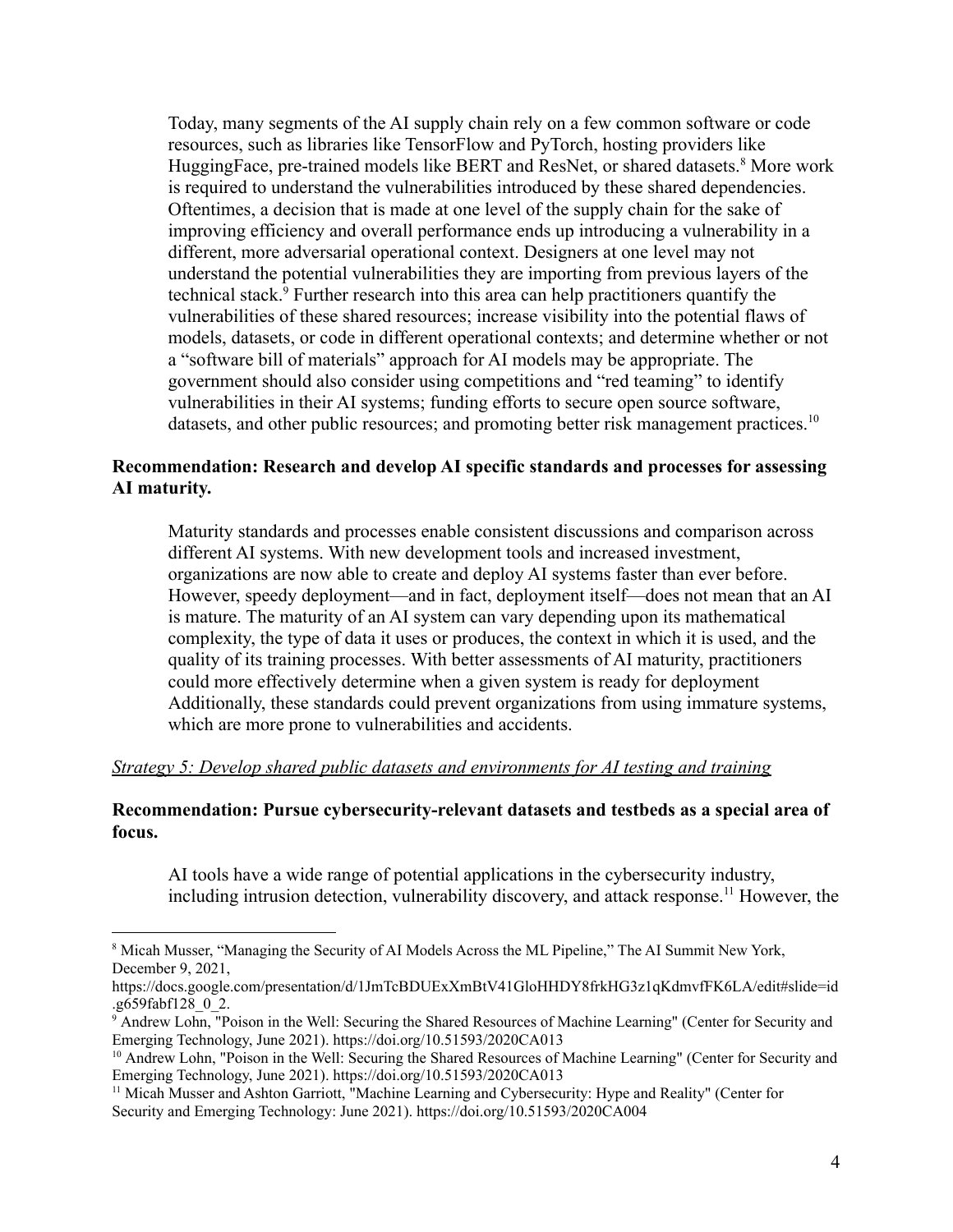Today, many segments of the AI supply chain rely on a few common software or code resources, such as libraries like TensorFlow and PyTorch, hosting providers like HuggingFace, pre-trained models like BERT and ResNet, or shared datasets.[8] More work is required to understand the vulnerabilities introduced by these shared dependencies. Oftentimes, a decision that is made at one level of the supply chain for the sake of improving efficiency and overall performance ends up introducing a vulnerability in a different, more adversarial operational context. Designers at one level may not understand the potential vulnerabilities they are importing from previous layers of the technical stack.[9] Further research into this area can help practitioners quantify the vulnerabilities of these shared resources; increase visibility into the potential flaws of models, datasets, or code in different operational contexts; and determine whether or not a "software bill of materials" approach for AI models may be appropriate. The government should also consider using competitions and "red teaming" to identify vulnerabilities in their AI systems; funding efforts to secure open source software, datasets, and other public resources; and promoting better risk management practices.[10]

**Recommendation: Research and develop AI specific standards and processes for assessing AI maturity.**

Maturity standards and processes enable consistent discussions and comparison across different AI systems. With new development tools and increased investment, organizations are now able to create and deploy AI systems faster than ever before. However, speedy deployment—and in fact, deployment itself—does not mean that an AI is mature. The maturity of an AI system can vary depending upon its mathematical complexity, the type of data it uses or produces, the context in which it is used, and the quality of its training processes. With better assessments of AI maturity, practitioners could more effectively determine when a given system is ready for deployment Additionally, these standards could prevent organizations from using immature systems, which are more prone to vulnerabilities and accidents.

*Strategy 5: Develop shared public datasets and environments for AI testing and training*

**Recommendation: Pursue cybersecurity-relevant datasets and testbeds as a special area of focus.**

AI tools have a wide range of potential applications in the cybersecurity industry, including intrusion detection, vulnerability discovery, and attack response.[11] However, the

---

[8] Micah Musser, "Managing the Security of AI Models Across the ML Pipeline," The AI Summit New York, December 9, 2021, https://docs.google.com/presentation/d/1JmTcBDUExXmBtV41GloHHDY8frkHG3z1qKdmvfFK6LA/edit#slide=id.g659fabf128_0_2.

[9] Andrew Lohn, "Poison in the Well: Securing the Shared Resources of Machine Learning" (Center for Security and Emerging Technology, June 2021). https://doi.org/10.51593/2020CA013

[10] Andrew Lohn, "Poison in the Well: Securing the Shared Resources of Machine Learning" (Center for Security and Emerging Technology, June 2021). https://doi.org/10.51593/2020CA013

[11] Micah Musser and Ashton Garriott, "Machine Learning and Cybersecurity: Hype and Reality" (Center for Security and Emerging Technology: June 2021). https://doi.org/10.51593/2020CA004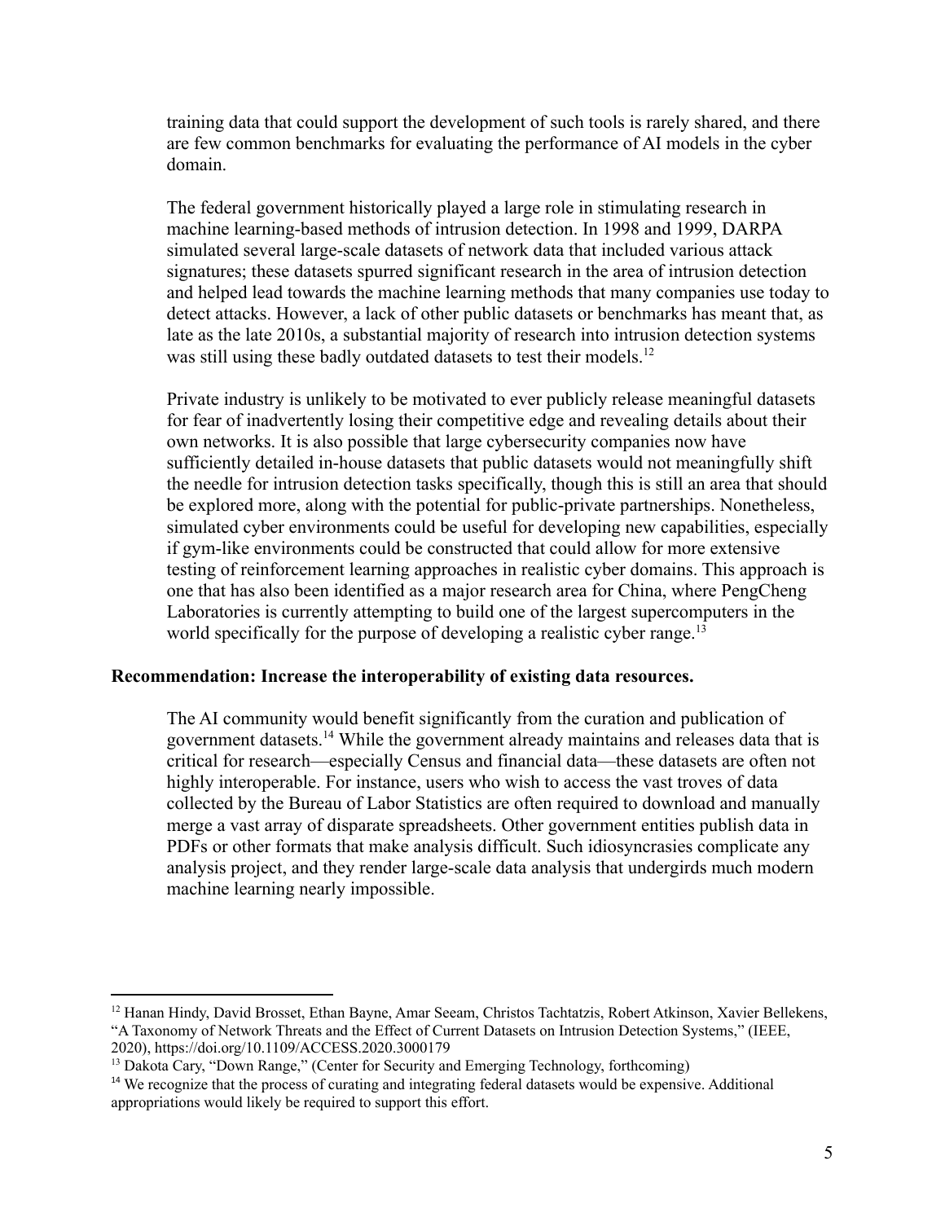training data that could support the development of such tools is rarely shared, and there are few common benchmarks for evaluating the performance of AI models in the cyber domain.

The federal government historically played a large role in stimulating research in machine learning-based methods of intrusion detection. In 1998 and 1999, DARPA simulated several large-scale datasets of network data that included various attack signatures; these datasets spurred significant research in the area of intrusion detection and helped lead towards the machine learning methods that many companies use today to detect attacks. However, a lack of other public datasets or benchmarks has meant that, as late as the late 2010s, a substantial majority of research into intrusion detection systems was still using these badly outdated datasets to test their models.[12]

Private industry is unlikely to be motivated to ever publicly release meaningful datasets for fear of inadvertently losing their competitive edge and revealing details about their own networks. It is also possible that large cybersecurity companies now have sufficiently detailed in-house datasets that public datasets would not meaningfully shift the needle for intrusion detection tasks specifically, though this is still an area that should be explored more, along with the potential for public-private partnerships. Nonetheless, simulated cyber environments could be useful for developing new capabilities, especially if gym-like environments could be constructed that could allow for more extensive testing of reinforcement learning approaches in realistic cyber domains. This approach is one that has also been identified as a major research area for China, where PengCheng Laboratories is currently attempting to build one of the largest supercomputers in the world specifically for the purpose of developing a realistic cyber range.[13]

**Recommendation: Increase the interoperability of existing data resources.**

The AI community would benefit significantly from the curation and publication of government datasets.[14] While the government already maintains and releases data that is critical for research—especially Census and financial data—these datasets are often not highly interoperable. For instance, users who wish to access the vast troves of data collected by the Bureau of Labor Statistics are often required to download and manually merge a vast array of disparate spreadsheets. Other government entities publish data in PDFs or other formats that make analysis difficult. Such idiosyncrasies complicate any analysis project, and they render large-scale data analysis that undergirds much modern machine learning nearly impossible.

---

[12] Hanan Hindy, David Brosset, Ethan Bayne, Amar Seeam, Christos Tachtatzis, Robert Atkinson, Xavier Bellekens, "A Taxonomy of Network Threats and the Effect of Current Datasets on Intrusion Detection Systems," (IEEE, 2020), https://doi.org/10.1109/ACCESS.2020.3000179

[13] Dakota Cary, "Down Range," (Center for Security and Emerging Technology, forthcoming)

[14] We recognize that the process of curating and integrating federal datasets would be expensive. Additional appropriations would likely be required to support this effort.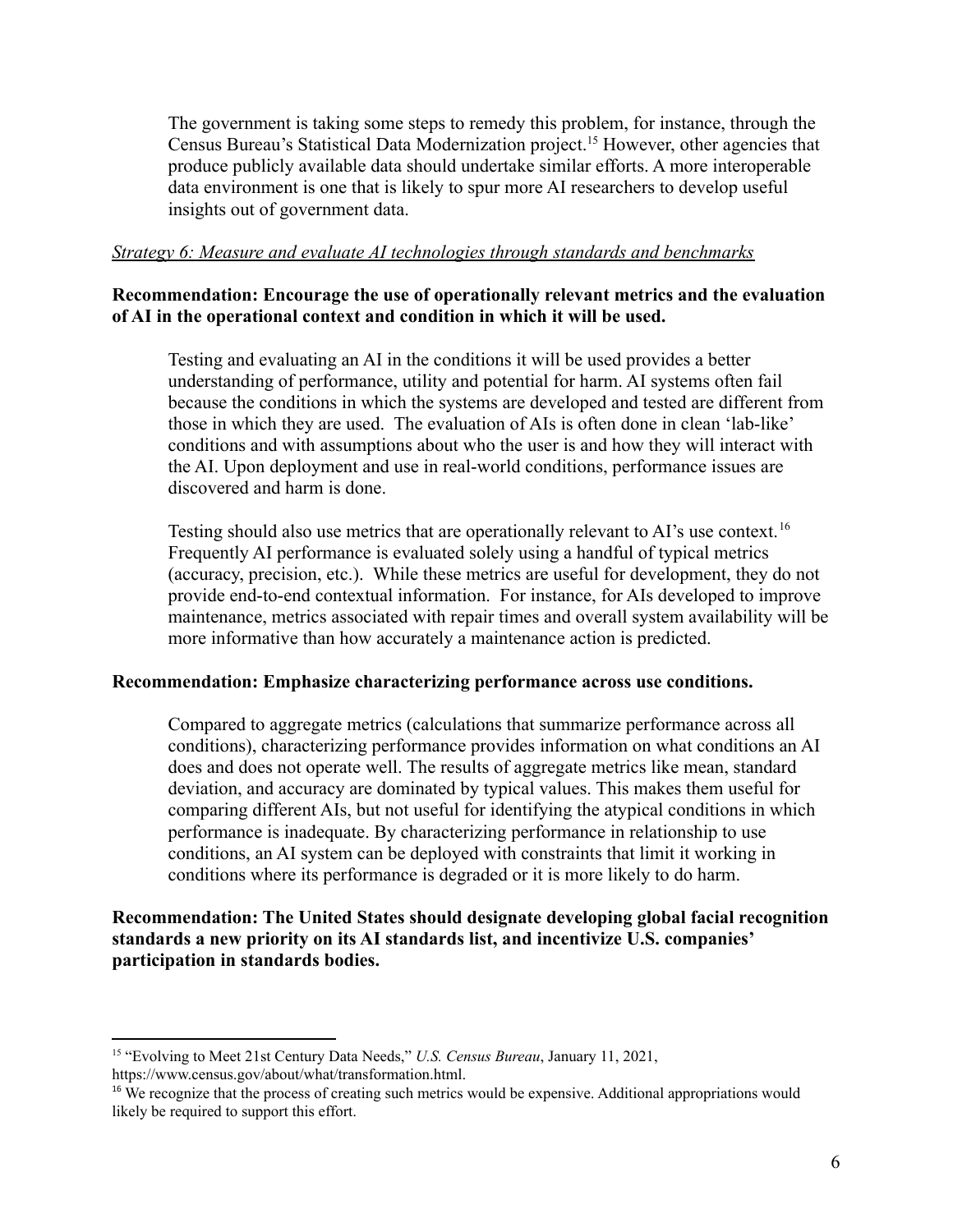The government is taking some steps to remedy this problem, for instance, through the Census Bureau's Statistical Data Modernization project.[15] However, other agencies that produce publicly available data should undertake similar efforts. A more interoperable data environment is one that is likely to spur more AI researchers to develop useful insights out of government data.

*Strategy 6: Measure and evaluate AI technologies through standards and benchmarks*

**Recommendation: Encourage the use of operationally relevant metrics and the evaluation of AI in the operational context and condition in which it will be used.**

Testing and evaluating an AI in the conditions it will be used provides a better understanding of performance, utility and potential for harm. AI systems often fail because the conditions in which the systems are developed and tested are different from those in which they are used. The evaluation of AIs is often done in clean 'lab-like' conditions and with assumptions about who the user is and how they will interact with the AI. Upon deployment and use in real-world conditions, performance issues are discovered and harm is done.

Testing should also use metrics that are operationally relevant to AI's use context.[16] Frequently AI performance is evaluated solely using a handful of typical metrics (accuracy, precision, etc.). While these metrics are useful for development, they do not provide end-to-end contextual information. For instance, for AIs developed to improve maintenance, metrics associated with repair times and overall system availability will be more informative than how accurately a maintenance action is predicted.

**Recommendation: Emphasize characterizing performance across use conditions.**

Compared to aggregate metrics (calculations that summarize performance across all conditions), characterizing performance provides information on what conditions an AI does and does not operate well. The results of aggregate metrics like mean, standard deviation, and accuracy are dominated by typical values. This makes them useful for comparing different AIs, but not useful for identifying the atypical conditions in which performance is inadequate. By characterizing performance in relationship to use conditions, an AI system can be deployed with constraints that limit it working in conditions where its performance is degraded or it is more likely to do harm.

**Recommendation: The United States should designate developing global facial recognition standards a new priority on its AI standards list, and incentivize U.S. companies' participation in standards bodies.**

---

[15] "Evolving to Meet 21st Century Data Needs," *U.S. Census Bureau*, January 11, 2021, https://www.census.gov/about/what/transformation.html.

[16] We recognize that the process of creating such metrics would be expensive. Additional appropriations would likely be required to support this effort.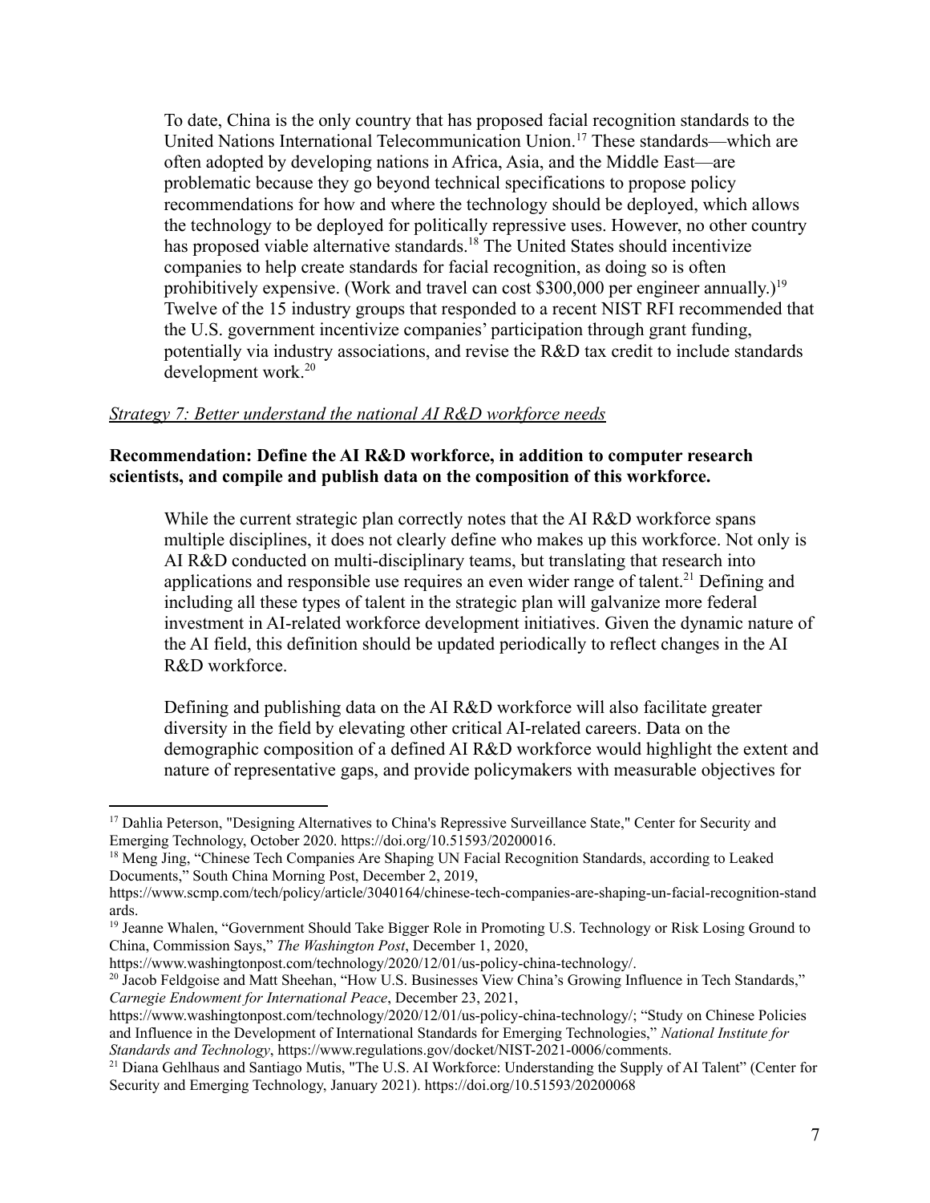To date, China is the only country that has proposed facial recognition standards to the United Nations International Telecommunication Union.[17] These standards—which are often adopted by developing nations in Africa, Asia, and the Middle East—are problematic because they go beyond technical specifications to propose policy recommendations for how and where the technology should be deployed, which allows the technology to be deployed for politically repressive uses. However, no other country has proposed viable alternative standards.[18] The United States should incentivize companies to help create standards for facial recognition, as doing so is often prohibitively expensive. (Work and travel can cost $300,000 per engineer annually.)[19] Twelve of the 15 industry groups that responded to a recent NIST RFI recommended that the U.S. government incentivize companies' participation through grant funding, potentially via industry associations, and revise the R&D tax credit to include standards development work.[20]

*Strategy 7: Better understand the national AI R&D workforce needs*

**Recommendation: Define the AI R&D workforce, in addition to computer research scientists, and compile and publish data on the composition of this workforce.**

While the current strategic plan correctly notes that the AI R&D workforce spans multiple disciplines, it does not clearly define who makes up this workforce. Not only is AI R&D conducted on multi-disciplinary teams, but translating that research into applications and responsible use requires an even wider range of talent.[21] Defining and including all these types of talent in the strategic plan will galvanize more federal investment in AI-related workforce development initiatives. Given the dynamic nature of the AI field, this definition should be updated periodically to reflect changes in the AI R&D workforce.

Defining and publishing data on the AI R&D workforce will also facilitate greater diversity in the field by elevating other critical AI-related careers. Data on the demographic composition of a defined AI R&D workforce would highlight the extent and nature of representative gaps, and provide policymakers with measurable objectives for

---

[17] Dahlia Peterson, "Designing Alternatives to China's Repressive Surveillance State," Center for Security and Emerging Technology, October 2020. https://doi.org/10.51593/20200016.

[18] Meng Jing, "Chinese Tech Companies Are Shaping UN Facial Recognition Standards, according to Leaked Documents," South China Morning Post, December 2, 2019, https://www.scmp.com/tech/policy/article/3040164/chinese-tech-companies-are-shaping-un-facial-recognition-standards.

[19] Jeanne Whalen, "Government Should Take Bigger Role in Promoting U.S. Technology or Risk Losing Ground to China, Commission Says," *The Washington Post*, December 1, 2020, https://www.washingtonpost.com/technology/2020/12/01/us-policy-china-technology/.

[20] Jacob Feldgoise and Matt Sheehan, "How U.S. Businesses View China's Growing Influence in Tech Standards," *Carnegie Endowment for International Peace*, December 23, 2021, https://www.washingtonpost.com/technology/2020/12/01/us-policy-china-technology/; "Study on Chinese Policies and Influence in the Development of International Standards for Emerging Technologies," *National Institute for Standards and Technology*, https://www.regulations.gov/docket/NIST-2021-0006/comments.

[21] Diana Gehlhaus and Santiago Mutis, "The U.S. AI Workforce: Understanding the Supply of AI Talent" (Center for Security and Emerging Technology, January 2021). https://doi.org/10.51593/20200068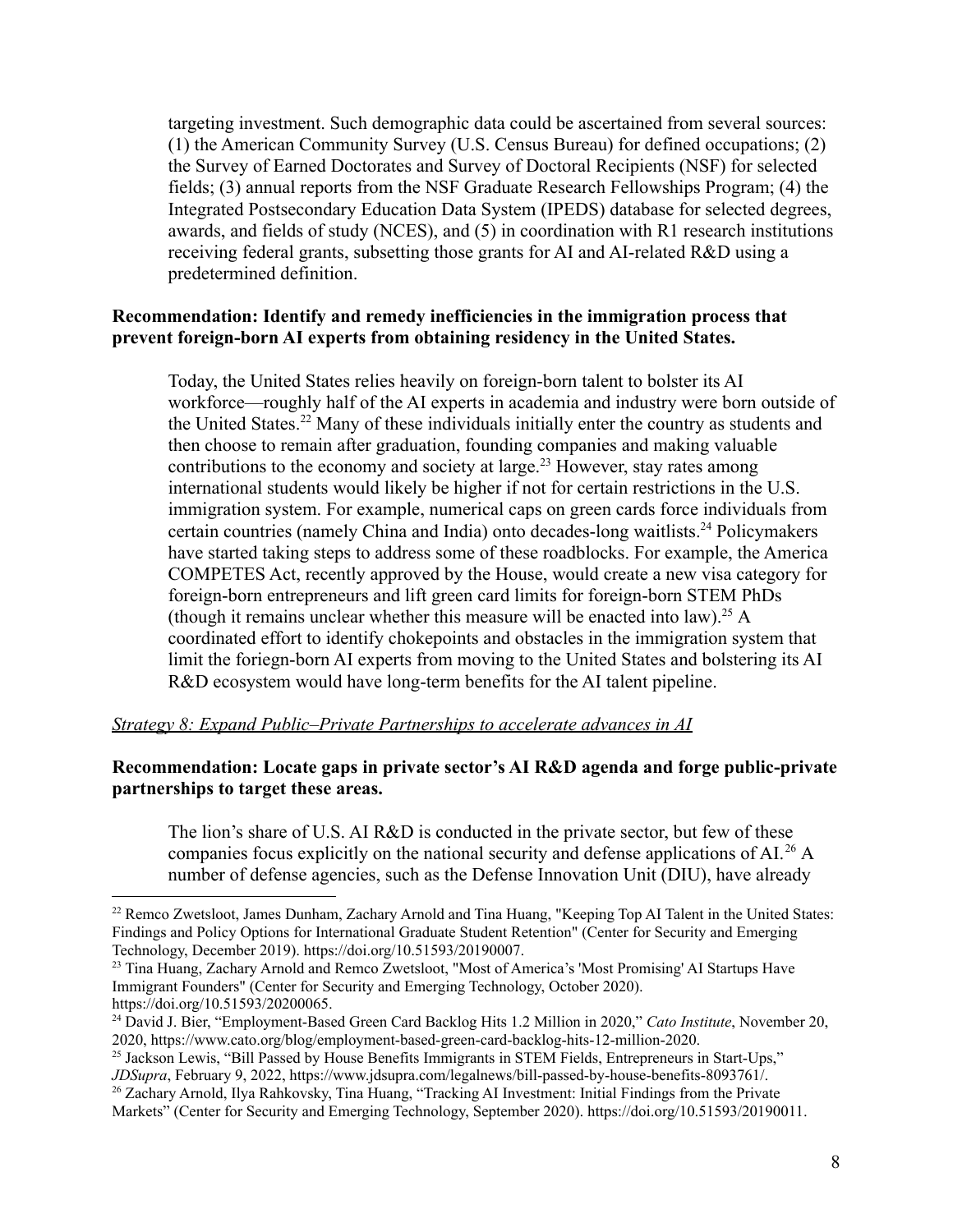targeting investment. Such demographic data could be ascertained from several sources: (1) the American Community Survey (U.S. Census Bureau) for defined occupations; (2) the Survey of Earned Doctorates and Survey of Doctoral Recipients (NSF) for selected fields; (3) annual reports from the NSF Graduate Research Fellowships Program; (4) the Integrated Postsecondary Education Data System (IPEDS) database for selected degrees, awards, and fields of study (NCES), and (5) in coordination with R1 research institutions receiving federal grants, subsetting those grants for AI and AI-related R&D using a predetermined definition.

**Recommendation: Identify and remedy inefficiencies in the immigration process that prevent foreign-born AI experts from obtaining residency in the United States.**

Today, the United States relies heavily on foreign-born talent to bolster its AI workforce—roughly half of the AI experts in academia and industry were born outside of the United States.[22] Many of these individuals initially enter the country as students and then choose to remain after graduation, founding companies and making valuable contributions to the economy and society at large.[23] However, stay rates among international students would likely be higher if not for certain restrictions in the U.S. immigration system. For example, numerical caps on green cards force individuals from certain countries (namely China and India) onto decades-long waitlists.[24] Policymakers have started taking steps to address some of these roadblocks. For example, the America COMPETES Act, recently approved by the House, would create a new visa category for foreign-born entrepreneurs and lift green card limits for foreign-born STEM PhDs (though it remains unclear whether this measure will be enacted into law).[25] A coordinated effort to identify chokepoints and obstacles in the immigration system that limit the foriegn-born AI experts from moving to the United States and bolstering its AI R&D ecosystem would have long-term benefits for the AI talent pipeline.

*Strategy 8: Expand Public–Private Partnerships to accelerate advances in AI*

**Recommendation: Locate gaps in private sector's AI R&D agenda and forge public-private partnerships to target these areas.**

The lion's share of U.S. AI R&D is conducted in the private sector, but few of these companies focus explicitly on the national security and defense applications of AI.[26] A number of defense agencies, such as the Defense Innovation Unit (DIU), have already

---

[22] Remco Zwetsloot, James Dunham, Zachary Arnold and Tina Huang, "Keeping Top AI Talent in the United States: Findings and Policy Options for International Graduate Student Retention" (Center for Security and Emerging Technology, December 2019). https://doi.org/10.51593/20190007.

[23] Tina Huang, Zachary Arnold and Remco Zwetsloot, "Most of America's 'Most Promising' AI Startups Have Immigrant Founders" (Center for Security and Emerging Technology, October 2020). https://doi.org/10.51593/20200065.

[24] David J. Bier, "Employment-Based Green Card Backlog Hits 1.2 Million in 2020," *Cato Institute*, November 20, 2020, https://www.cato.org/blog/employment-based-green-card-backlog-hits-12-million-2020.

[25] Jackson Lewis, "Bill Passed by House Benefits Immigrants in STEM Fields, Entrepreneurs in Start-Ups," *JDSupra*, February 9, 2022, https://www.jdsupra.com/legalnews/bill-passed-by-house-benefits-8093761/.

[26] Zachary Arnold, Ilya Rahkovsky, Tina Huang, "Tracking AI Investment: Initial Findings from the Private Markets" (Center for Security and Emerging Technology, September 2020). https://doi.org/10.51593/20190011.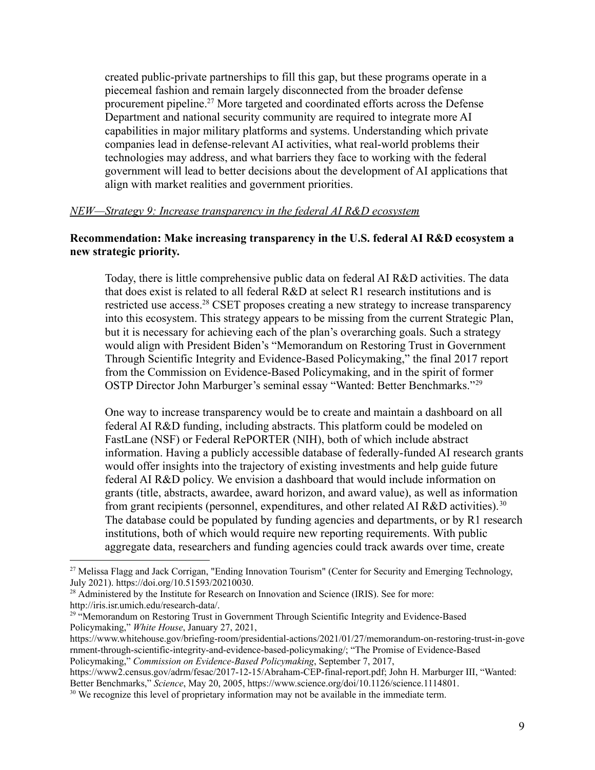created public-private partnerships to fill this gap, but these programs operate in a piecemeal fashion and remain largely disconnected from the broader defense procurement pipeline.[27] More targeted and coordinated efforts across the Defense Department and national security community are required to integrate more AI capabilities in major military platforms and systems. Understanding which private companies lead in defense-relevant AI activities, what real-world problems their technologies may address, and what barriers they face to working with the federal government will lead to better decisions about the development of AI applications that align with market realities and government priorities.

<u>*NEW—Strategy 9: Increase transparency in the federal AI R&D ecosystem*</u>

**Recommendation: Make increasing transparency in the U.S. federal AI R&D ecosystem a new strategic priority.**

Today, there is little comprehensive public data on federal AI R&D activities. The data that does exist is related to all federal R&D at select R1 research institutions and is restricted use access.[28] CSET proposes creating a new strategy to increase transparency into this ecosystem. This strategy appears to be missing from the current Strategic Plan, but it is necessary for achieving each of the plan's overarching goals. Such a strategy would align with President Biden's "Memorandum on Restoring Trust in Government Through Scientific Integrity and Evidence-Based Policymaking," the final 2017 report from the Commission on Evidence-Based Policymaking, and in the spirit of former OSTP Director John Marburger's seminal essay "Wanted: Better Benchmarks."[29]

One way to increase transparency would be to create and maintain a dashboard on all federal AI R&D funding, including abstracts. This platform could be modeled on FastLane (NSF) or Federal RePORTER (NIH), both of which include abstract information. Having a publicly accessible database of federally-funded AI research grants would offer insights into the trajectory of existing investments and help guide future federal AI R&D policy. We envision a dashboard that would include information on grants (title, abstracts, awardee, award horizon, and award value), as well as information from grant recipients (personnel, expenditures, and other related AI R&D activities).[30] The database could be populated by funding agencies and departments, or by R1 research institutions, both of which would require new reporting requirements. With public aggregate data, researchers and funding agencies could track awards over time, create

---

[27] Melissa Flagg and Jack Corrigan, "Ending Innovation Tourism" (Center for Security and Emerging Technology, July 2021). https://doi.org/10.51593/20210030.

[28] Administered by the Institute for Research on Innovation and Science (IRIS). See for more: http://iris.isr.umich.edu/research-data/.

[29] "Memorandum on Restoring Trust in Government Through Scientific Integrity and Evidence-Based Policymaking," *White House*, January 27, 2021, https://www.whitehouse.gov/briefing-room/presidential-actions/2021/01/27/memorandum-on-restoring-trust-in-government-through-scientific-integrity-and-evidence-based-policymaking/; "The Promise of Evidence-Based Policymaking," *Commission on Evidence-Based Policymaking*, September 7, 2017, https://www2.census.gov/adrm/fesac/2017-12-15/Abraham-CEP-final-report.pdf; John H. Marburger III, "Wanted: Better Benchmarks," *Science*, May 20, 2005, https://www.science.org/doi/10.1126/science.1114801.

[30] We recognize this level of proprietary information may not be available in the immediate term.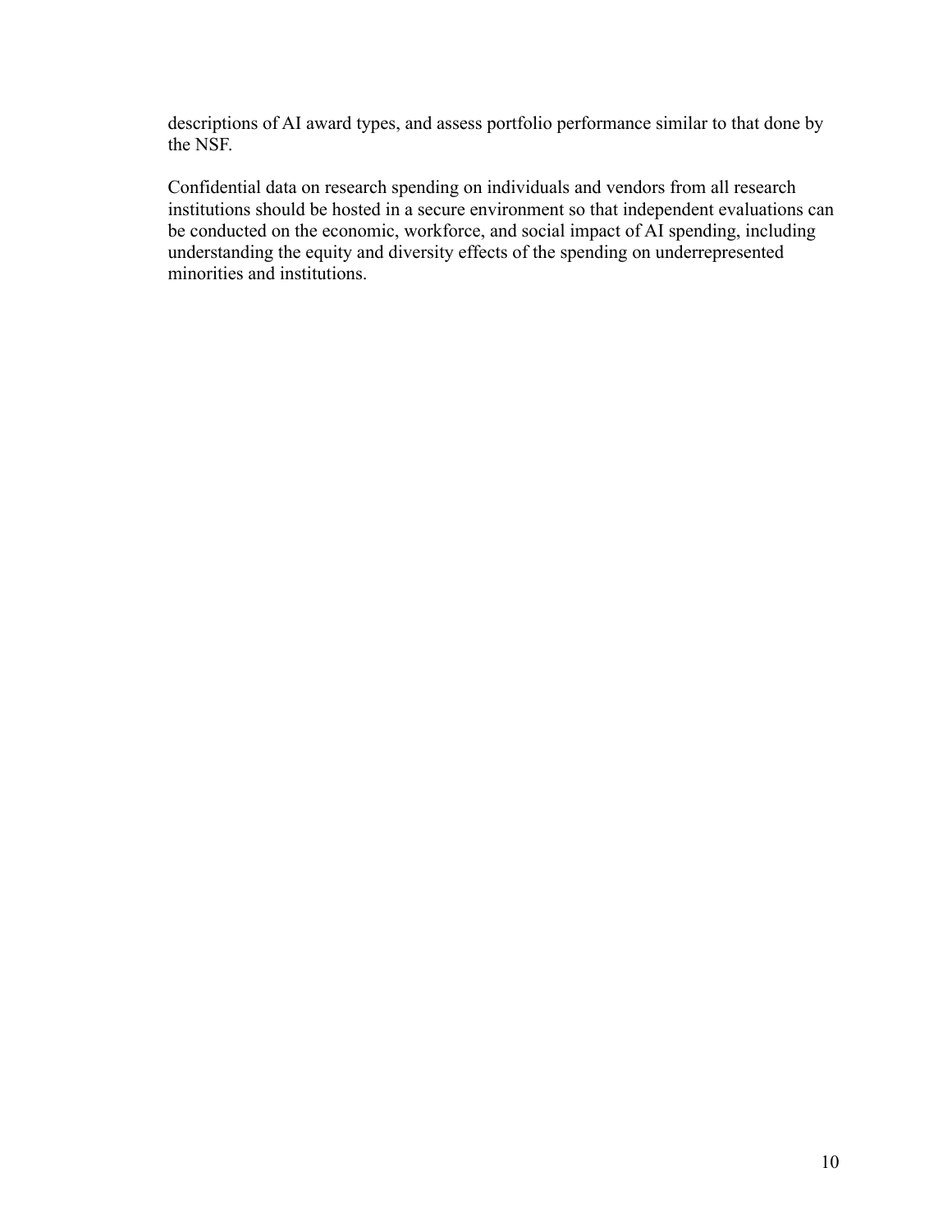descriptions of AI award types, and assess portfolio performance similar to that done by the NSF.

Confidential data on research spending on individuals and vendors from all research institutions should be hosted in a secure environment so that independent evaluations can be conducted on the economic, workforce, and social impact of AI spending, including understanding the equity and diversity effects of the spending on underrepresented minorities and institutions.